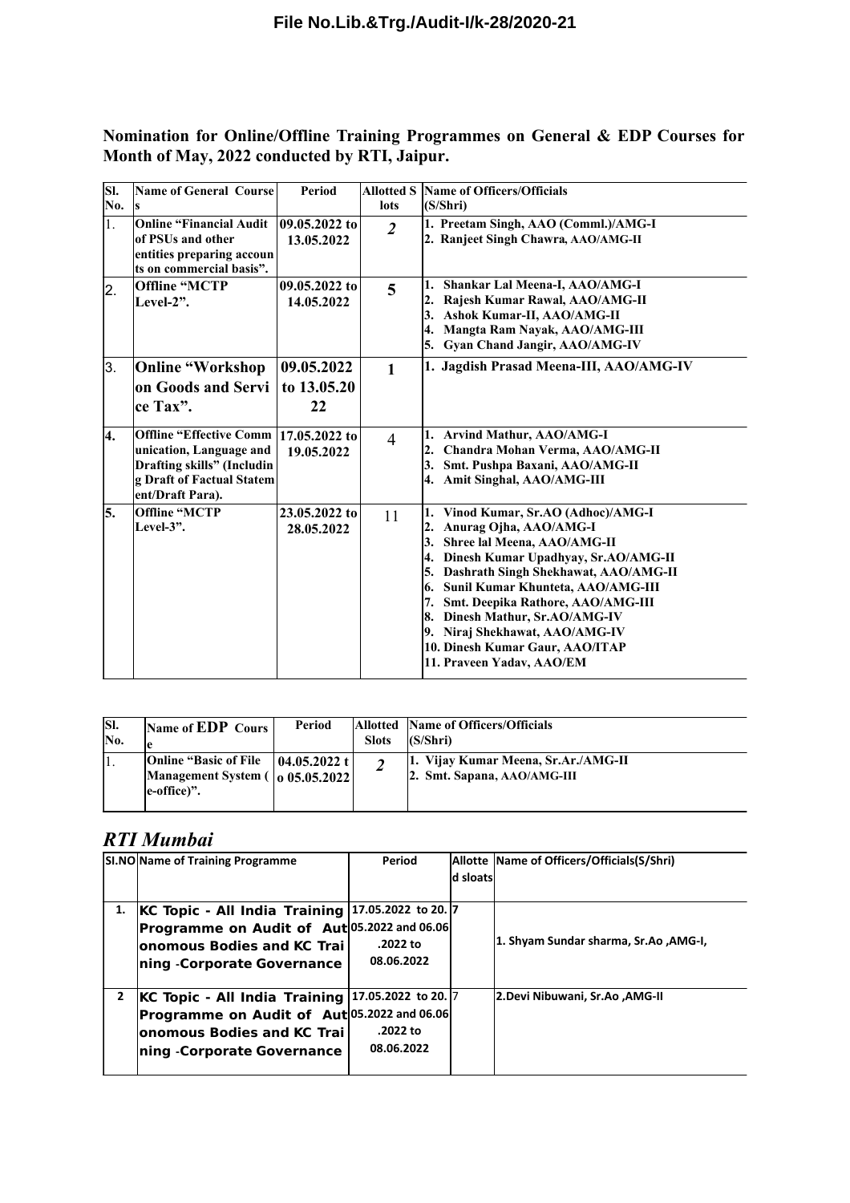File No.Lib.&Trg./Audit-I/k-28/2020-21

**Nomination for Online/Offline Training Programmes on General & EDP Courses for Month of May, 2022 conducted by RTI, Jaipur.**

| Sl. No. | Name of General Courses | Period | Allotted Slots | Name of Officers/Officials (S/Shri) |
|---|---|---|---|---|
| 1. | Online "Financial Audit of PSUs and other entities preparing accounts on commercial basis". | 09.05.2022 to 13.05.2022 | 2 | 1. Preetam Singh, AAO (Comml.)/AMG-I<br>2. Ranjeet Singh Chawra, AAO/AMG-II |
| 2. | Offline "MCTP Level-2". | 09.05.2022 to 14.05.2022 | 5 | 1. Shankar Lal Meena-I, AAO/AMG-I<br>2. Rajesh Kumar Rawal, AAO/AMG-II<br>3. Ashok Kumar-II, AAO/AMG-II<br>4. Mangta Ram Nayak, AAO/AMG-III<br>5. Gyan Chand Jangir, AAO/AMG-IV |
| 3. | Online "Workshop on Goods and Service Tax". | 09.05.2022 to 13.05.2022 | 1 | 1. Jagdish Prasad Meena-III, AAO/AMG-IV |
| 4. | Offline "Effective Communication, Language and Drafting skills" (Including Draft of Factual Statement/Draft Para). | 17.05.2022 to 19.05.2022 | 4 | 1. Arvind Mathur, AAO/AMG-I<br>2. Chandra Mohan Verma, AAO/AMG-II<br>3. Smt. Pushpa Baxani, AAO/AMG-II<br>4. Amit Singhal, AAO/AMG-III |
| 5. | Offline "MCTP Level-3". | 23.05.2022 to 28.05.2022 | 11 | 1. Vinod Kumar, Sr.AO (Adhoc)/AMG-I<br>2. Anurag Ojha, AAO/AMG-I<br>3. Shree lal Meena, AAO/AMG-II<br>4. Dinesh Kumar Upadhyay, Sr.AO/AMG-II<br>5. Dashrath Singh Shekhawat, AAO/AMG-II<br>6. Sunil Kumar Khunteta, AAO/AMG-III<br>7. Smt. Deepika Rathore, AAO/AMG-III<br>8. Dinesh Mathur, Sr.AO/AMG-IV<br>9. Niraj Shekhawat, AAO/AMG-IV<br>10. Dinesh Kumar Gaur, AAO/ITAP<br>11. Praveen Yadav, AAO/EM |

| Sl. No. | Name of EDP Course | Period | Allotted Slots | Name of Officers/Officials (S/Shri) |
|---|---|---|---|---|
| 1. | Online "Basic of File Management System (e-office)". | 04.05.2022 to 05.05.2022 | 2 | 1. Vijay Kumar Meena, Sr.Ar./AMG-II<br>2. Smt. Sapana, AAO/AMG-III |

## *RTI Mumbai*

| SI.NO | Name of Training Programme | Period | Allotted sloats | Name of Officers/Officials(S/Shri) |
|---|---|---|---|---|
| 1. | KC Topic - All India Training Programme on Audit of Autonomous Bodies and KC Training -Corporate Governance | 17.05.2022 to 20.05.2022 and 06.06.2022 to 08.06.2022 | 7 | 1. Shyam Sundar sharma, Sr.Ao ,AMG-I, |
| 2 | KC Topic - All India Training Programme on Audit of Autonomous Bodies and KC Training -Corporate Governance | 17.05.2022 to 20.05.2022 and 06.06.2022 to 08.06.2022 | 7 | 2.Devi Nibuwani, Sr.Ao ,AMG-II |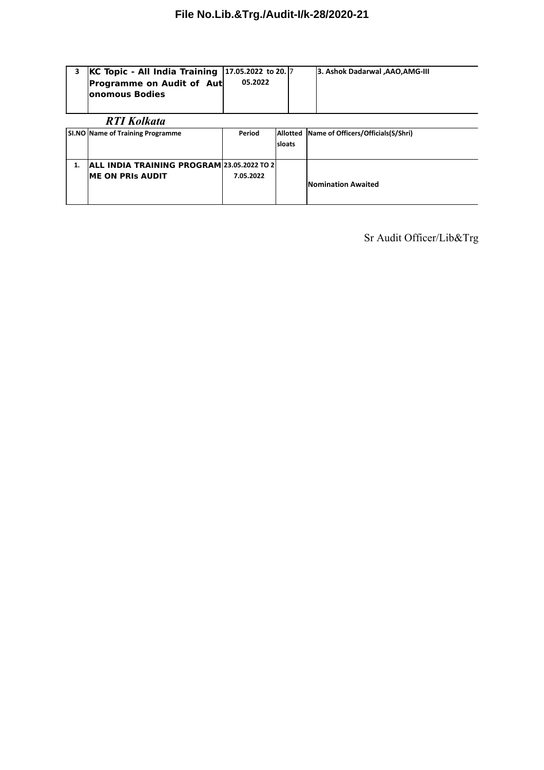File No.Lib.&Trg./Audit-I/k-28/2020-21

| | | | | |
|---|---|---|---|---|
| 3 | **KC Topic - All India Training Programme on Audit of Autonomous Bodies** | **17.05.2022 to 20.05.2022** | 7 | **3. Ashok Dadarwal ,AAO,AMG-III** |

## *RTI Kolkata*

| SI.NO | Name of Training Programme | Period | Allotted sloats | Name of Officers/Officials(S/Shri) |
|---|---|---|---|---|
| 1. | **ALL INDIA TRAINING PROGRAMME ON PRIs AUDIT** | **23.05.2022 TO 27.05.2022** | | **Nomination Awaited** |

Sr Audit Officer/Lib&Trg